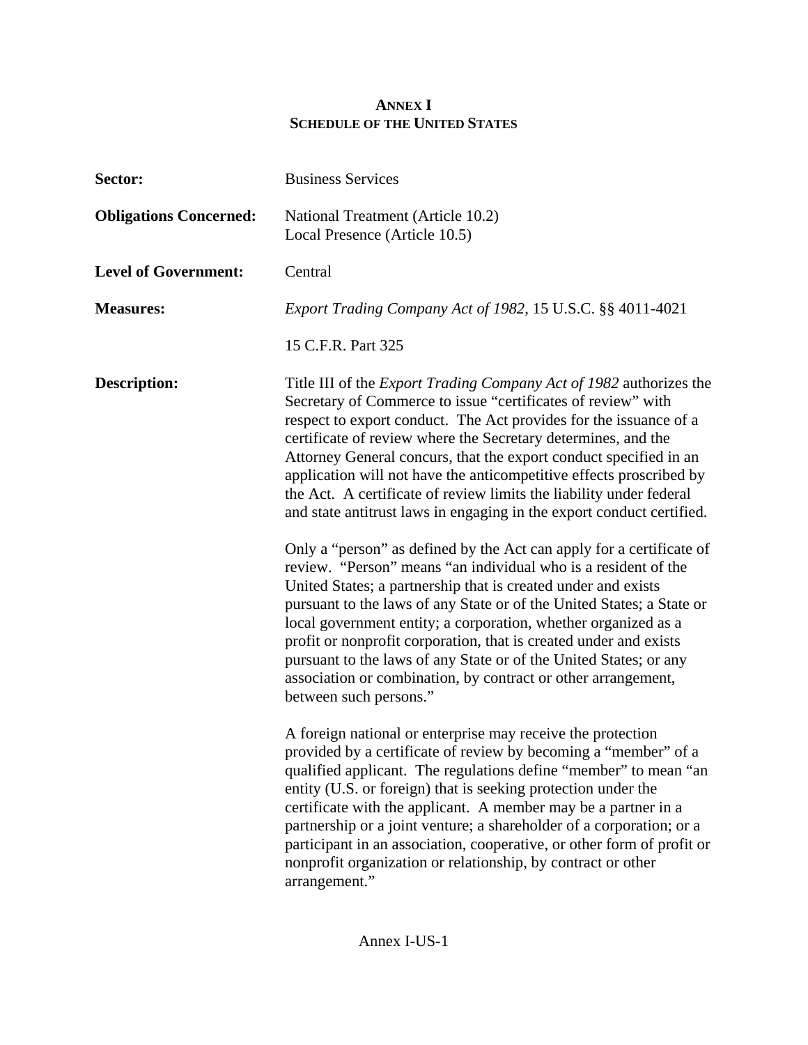# ANNEX I
## SCHEDULE OF THE UNITED STATES

**Sector:** Business Services

**Obligations Concerned:** National Treatment (Article 10.2)
Local Presence (Article 10.5)

**Level of Government:** Central

**Measures:** *Export Trading Company Act of 1982*, 15 U.S.C. §§ 4011-4021

15 C.F.R. Part 325

**Description:** Title III of the *Export Trading Company Act of 1982* authorizes the Secretary of Commerce to issue "certificates of review" with respect to export conduct. The Act provides for the issuance of a certificate of review where the Secretary determines, and the Attorney General concurs, that the export conduct specified in an application will not have the anticompetitive effects proscribed by the Act. A certificate of review limits the liability under federal and state antitrust laws in engaging in the export conduct certified.

Only a "person" as defined by the Act can apply for a certificate of review. "Person" means "an individual who is a resident of the United States; a partnership that is created under and exists pursuant to the laws of any State or of the United States; a State or local government entity; a corporation, whether organized as a profit or nonprofit corporation, that is created under and exists pursuant to the laws of any State or of the United States; or any association or combination, by contract or other arrangement, between such persons."

A foreign national or enterprise may receive the protection provided by a certificate of review by becoming a "member" of a qualified applicant. The regulations define "member" to mean "an entity (U.S. or foreign) that is seeking protection under the certificate with the applicant. A member may be a partner in a partnership or a joint venture; a shareholder of a corporation; or a participant in an association, cooperative, or other form of profit or nonprofit organization or relationship, by contract or other arrangement."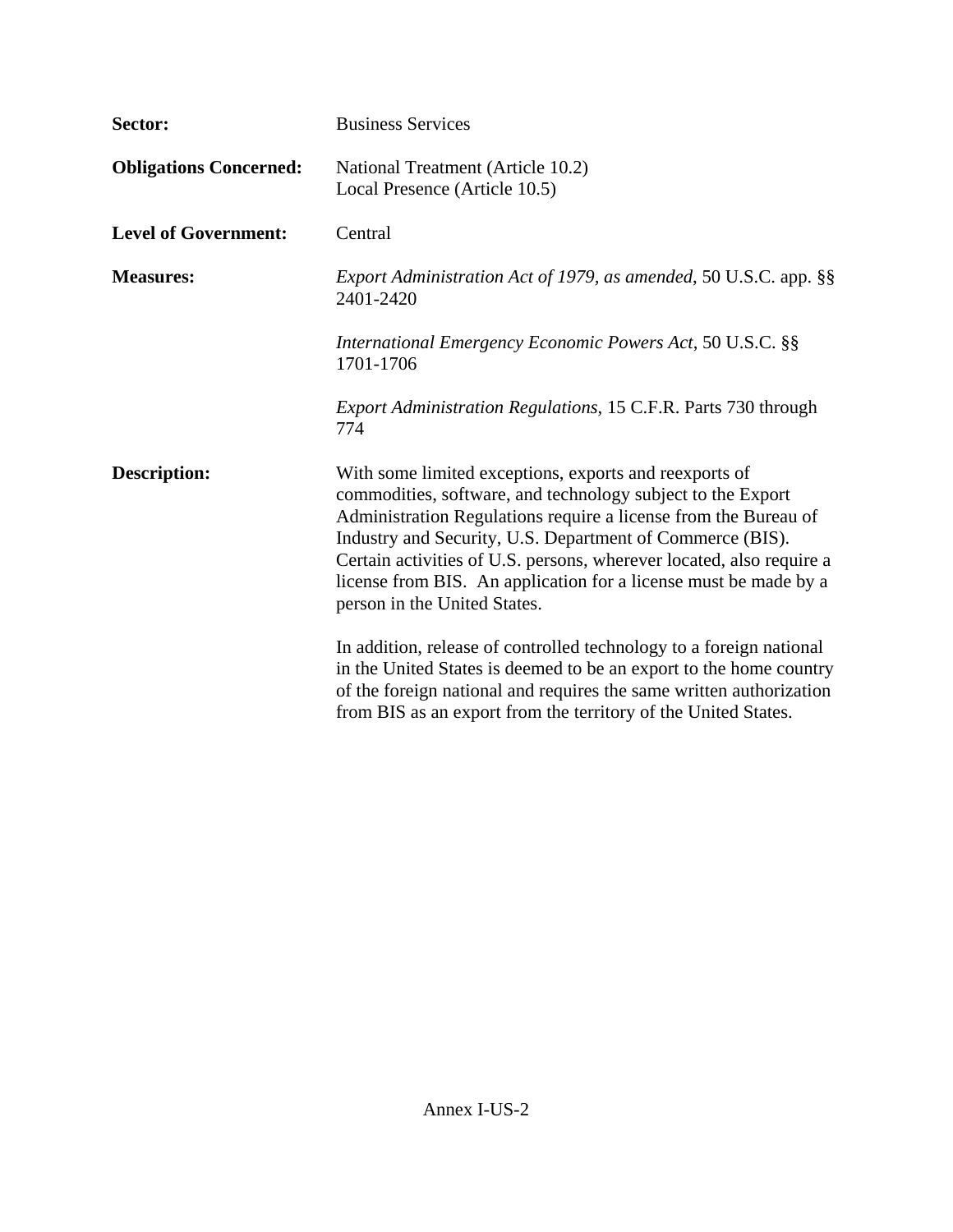**Sector:** Business Services

**Obligations Concerned:** National Treatment (Article 10.2)
Local Presence (Article 10.5)

**Level of Government:** Central

**Measures:** *Export Administration Act of 1979, as amended*, 50 U.S.C. app. §§ 2401-2420

*International Emergency Economic Powers Act*, 50 U.S.C. §§ 1701-1706

*Export Administration Regulations*, 15 C.F.R. Parts 730 through 774

**Description:** With some limited exceptions, exports and reexports of commodities, software, and technology subject to the Export Administration Regulations require a license from the Bureau of Industry and Security, U.S. Department of Commerce (BIS). Certain activities of U.S. persons, wherever located, also require a license from BIS. An application for a license must be made by a person in the United States.

In addition, release of controlled technology to a foreign national in the United States is deemed to be an export to the home country of the foreign national and requires the same written authorization from BIS as an export from the territory of the United States.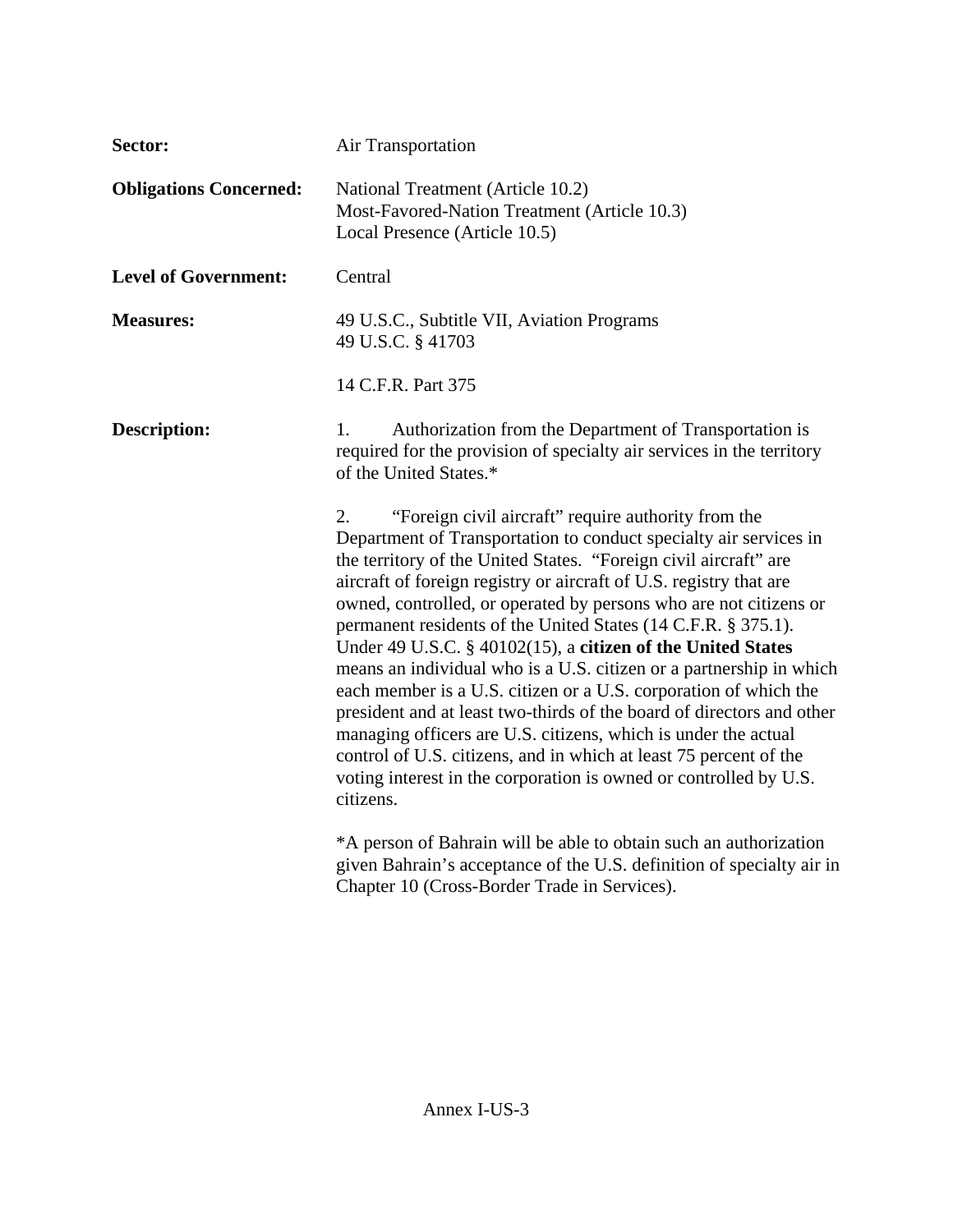**Sector:** Air Transportation

**Obligations Concerned:** National Treatment (Article 10.2)
Most-Favored-Nation Treatment (Article 10.3)
Local Presence (Article 10.5)

**Level of Government:** Central

**Measures:** 49 U.S.C., Subtitle VII, Aviation Programs
49 U.S.C. § 41703

14 C.F.R. Part 375

**Description:**

1. Authorization from the Department of Transportation is required for the provision of specialty air services in the territory of the United States.*

2. "Foreign civil aircraft" require authority from the Department of Transportation to conduct specialty air services in the territory of the United States. "Foreign civil aircraft" are aircraft of foreign registry or aircraft of U.S. registry that are owned, controlled, or operated by persons who are not citizens or permanent residents of the United States (14 C.F.R. § 375.1). Under 49 U.S.C. § 40102(15), a **citizen of the United States** means an individual who is a U.S. citizen or a partnership in which each member is a U.S. citizen or a U.S. corporation of which the president and at least two-thirds of the board of directors and other managing officers are U.S. citizens, which is under the actual control of U.S. citizens, and in which at least 75 percent of the voting interest in the corporation is owned or controlled by U.S. citizens.

*A person of Bahrain will be able to obtain such an authorization given Bahrain's acceptance of the U.S. definition of specialty air in Chapter 10 (Cross-Border Trade in Services).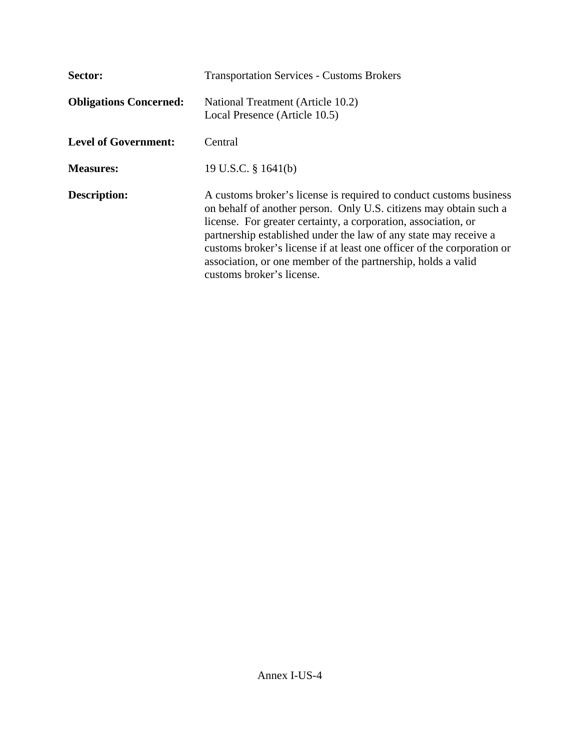**Sector:** Transportation Services - Customs Brokers

**Obligations Concerned:** National Treatment (Article 10.2)
Local Presence (Article 10.5)

**Level of Government:** Central

**Measures:** 19 U.S.C. § 1641(b)

**Description:** A customs broker's license is required to conduct customs business on behalf of another person. Only U.S. citizens may obtain such a license. For greater certainty, a corporation, association, or partnership established under the law of any state may receive a customs broker's license if at least one officer of the corporation or association, or one member of the partnership, holds a valid customs broker's license.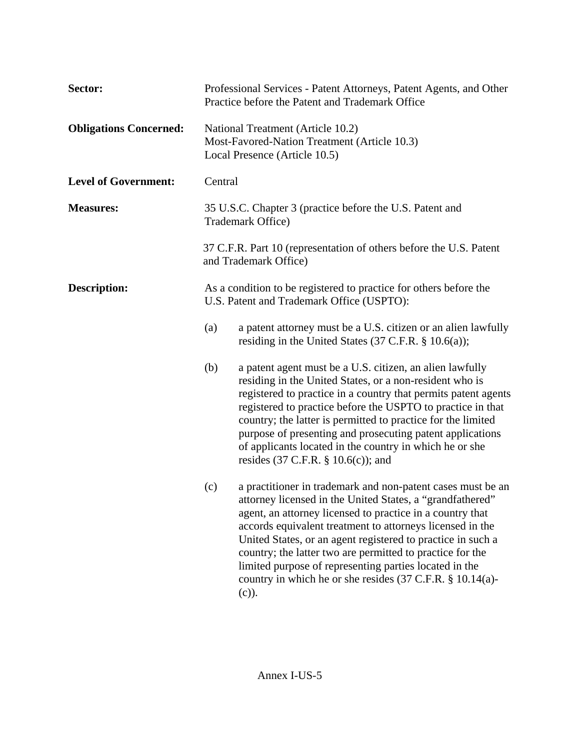**Sector:** Professional Services - Patent Attorneys, Patent Agents, and Other Practice before the Patent and Trademark Office

**Obligations Concerned:** National Treatment (Article 10.2)
Most-Favored-Nation Treatment (Article 10.3)
Local Presence (Article 10.5)

**Level of Government:** Central

**Measures:** 35 U.S.C. Chapter 3 (practice before the U.S. Patent and Trademark Office)

37 C.F.R. Part 10 (representation of others before the U.S. Patent and Trademark Office)

**Description:** As a condition to be registered to practice for others before the U.S. Patent and Trademark Office (USPTO):

(a) a patent attorney must be a U.S. citizen or an alien lawfully residing in the United States (37 C.F.R. § 10.6(a));

(b) a patent agent must be a U.S. citizen, an alien lawfully residing in the United States, or a non-resident who is registered to practice in a country that permits patent agents registered to practice before the USPTO to practice in that country; the latter is permitted to practice for the limited purpose of presenting and prosecuting patent applications of applicants located in the country in which he or she resides (37 C.F.R. § 10.6(c)); and

(c) a practitioner in trademark and non-patent cases must be an attorney licensed in the United States, a "grandfathered" agent, an attorney licensed to practice in a country that accords equivalent treatment to attorneys licensed in the United States, or an agent registered to practice in such a country; the latter two are permitted to practice for the limited purpose of representing parties located in the country in which he or she resides (37 C.F.R. § 10.14(a)-(c)).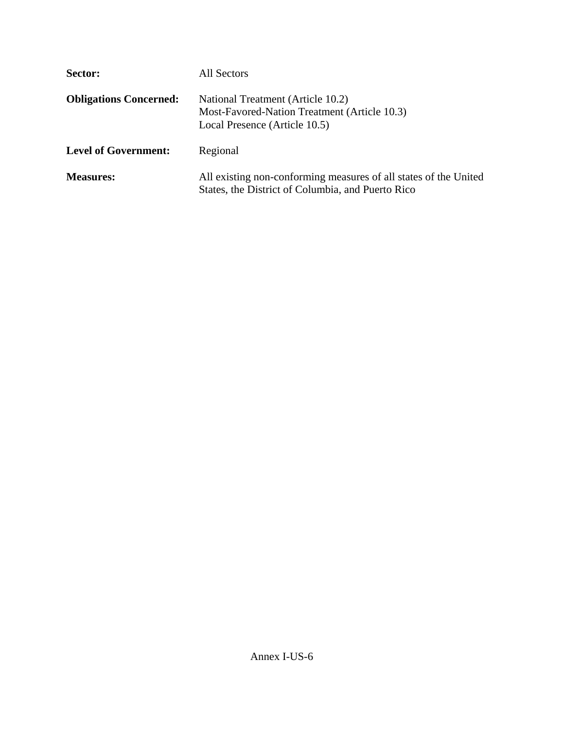**Sector:** All Sectors

**Obligations Concerned:** National Treatment (Article 10.2)
Most-Favored-Nation Treatment (Article 10.3)
Local Presence (Article 10.5)

**Level of Government:** Regional

**Measures:** All existing non-conforming measures of all states of the United States, the District of Columbia, and Puerto Rico